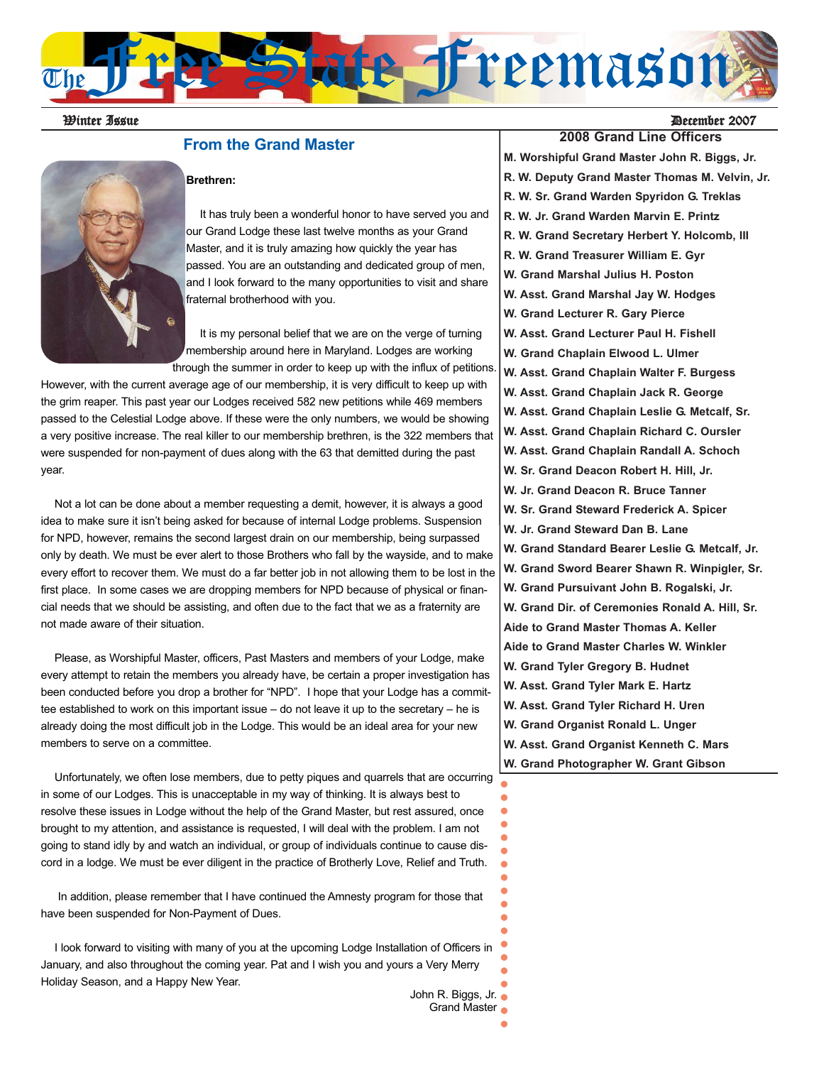# The Free State Freemason

Winter Issue — December 2007

## From the Grand Master

**Brethren:**

It has truly been a wonderful honor to have served you and our Grand Lodge these last twelve months as your Grand Master, and it is truly amazing how quickly the year has passed. You are an outstanding and dedicated group of men, and I look forward to the many opportunities to visit and share fraternal brotherhood with you.

It is my personal belief that we are on the verge of turning membership around here in Maryland. Lodges are working through the summer in order to keep up with the influx of petitions. However, with the current average age of our membership, it is very difficult to keep up with the grim reaper. This past year our Lodges received 582 new petitions while 469 members passed to the Celestial Lodge above. If these were the only numbers, we would be showing a very positive increase. The real killer to our membership brethren, is the 322 members that were suspended for non-payment of dues along with the 63 that demitted during the past year.

Not a lot can be done about a member requesting a demit, however, it is always a good idea to make sure it isn't being asked for because of internal Lodge problems. Suspension for NPD, however, remains the second largest drain on our membership, being surpassed only by death. We must be ever alert to those Brothers who fall by the wayside, and to make every effort to recover them. We must do a far better job in not allowing them to be lost in the first place. In some cases we are dropping members for NPD because of physical or financial needs that we should be assisting, and often due to the fact that we as a fraternity are not made aware of their situation.

Please, as Worshipful Master, officers, Past Masters and members of your Lodge, make every attempt to retain the members you already have, be certain a proper investigation has been conducted before you drop a brother for "NPD". I hope that your Lodge has a committee established to work on this important issue – do not leave it up to the secretary – he is already doing the most difficult job in the Lodge. This would be an ideal area for your new members to serve on a committee.

Unfortunately, we often lose members, due to petty piques and quarrels that are occurring in some of our Lodges. This is unacceptable in my way of thinking. It is always best to resolve these issues in Lodge without the help of the Grand Master, but rest assured, once brought to my attention, and assistance is requested, I will deal with the problem. I am not going to stand idly by and watch an individual, or group of individuals continue to cause discord in a lodge. We must be ever diligent in the practice of Brotherly Love, Relief and Truth.

In addition, please remember that I have continued the Amnesty program for those that have been suspended for Non-Payment of Dues.

I look forward to visiting with many of you at the upcoming Lodge Installation of Officers in January, and also throughout the coming year. Pat and I wish you and yours a Very Merry Holiday Season, and a Happy New Year.

John R. Biggs, Jr.
Grand Master

## 2008 Grand Line Officers

**M. Worshipful Grand Master John R. Biggs, Jr.**
**R. W. Deputy Grand Master Thomas M. Velvin, Jr.**
**R. W. Sr. Grand Warden Spyridon G. Treklas**
**R. W. Jr. Grand Warden Marvin E. Printz**
**R. W. Grand Secretary Herbert Y. Holcomb, III**
**R. W. Grand Treasurer William E. Gyr**
**W. Grand Marshal Julius H. Poston**
**W. Asst. Grand Marshal Jay W. Hodges**
**W. Grand Lecturer R. Gary Pierce**
**W. Asst. Grand Lecturer Paul H. Fishell**
**W. Grand Chaplain Elwood L. Ulmer**
**W. Asst. Grand Chaplain Walter F. Burgess**
**W. Asst. Grand Chaplain Jack R. George**
**W. Asst. Grand Chaplain Leslie G. Metcalf, Sr.**
**W. Asst. Grand Chaplain Richard C. Oursler**
**W. Asst. Grand Chaplain Randall A. Schoch**
**W. Sr. Grand Deacon Robert H. Hill, Jr.**
**W. Jr. Grand Deacon R. Bruce Tanner**
**W. Sr. Grand Steward Frederick A. Spicer**
**W. Jr. Grand Steward Dan B. Lane**
**W. Grand Standard Bearer Leslie G. Metcalf, Jr.**
**W. Grand Sword Bearer Shawn R. Winpigler, Sr.**
**W. Grand Pursuivant John B. Rogalski, Jr.**
**W. Grand Dir. of Ceremonies Ronald A. Hill, Sr.**
**Aide to Grand Master Thomas A. Keller**
**Aide to Grand Master Charles W. Winkler**
**W. Grand Tyler Gregory B. Hudnet**
**W. Asst. Grand Tyler Mark E. Hartz**
**W. Asst. Grand Tyler Richard H. Uren**
**W. Grand Organist Ronald L. Unger**
**W. Asst. Grand Organist Kenneth C. Mars**
**W. Grand Photographer W. Grant Gibson**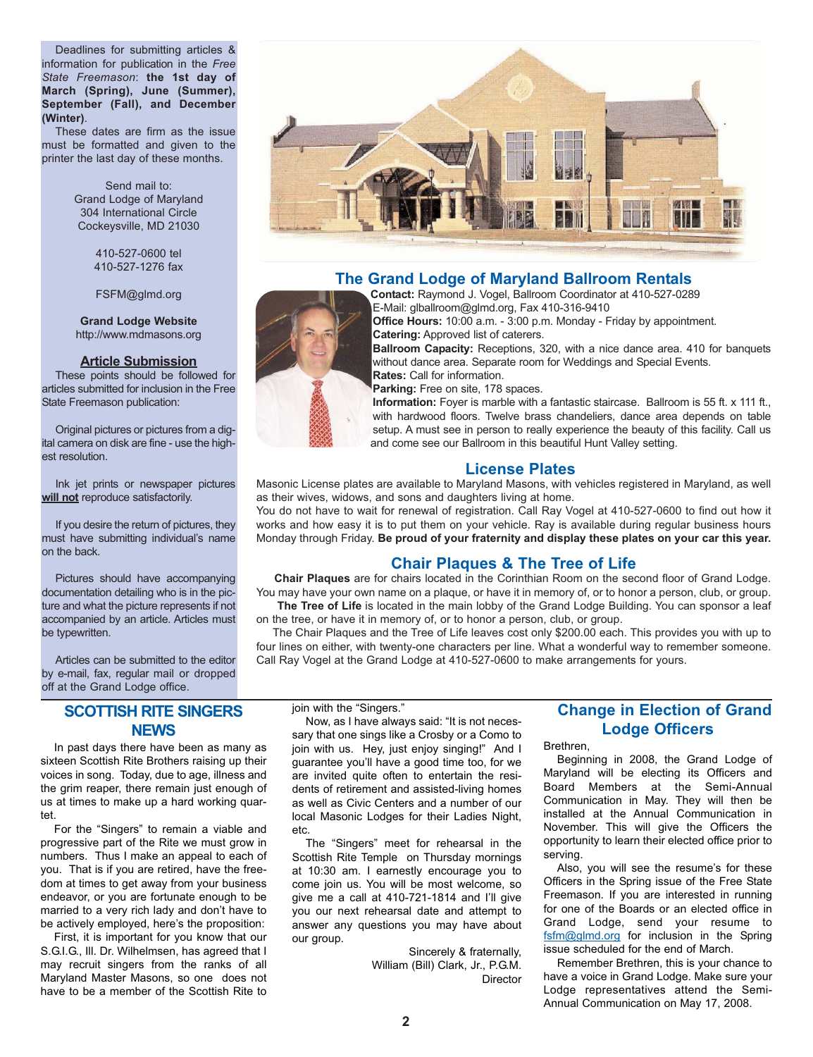Deadlines for submitting articles & information for publication in the *Free State Freemason*: **the 1st day of March (Spring), June (Summer), September (Fall), and December (Winter)**.

These dates are firm as the issue must be formatted and given to the printer the last day of these months.

Send mail to:
Grand Lodge of Maryland
304 International Circle
Cockeysville, MD 21030

410-527-0600 tel
410-527-1276 fax

FSFM@glmd.org

**Grand Lodge Website**
http://www.mdmasons.org

### Article Submission

These points should be followed for articles submitted for inclusion in the Free State Freemason publication:

Original pictures or pictures from a digital camera on disk are fine - use the highest resolution.

Ink jet prints or newspaper pictures **will not** reproduce satisfactorily.

If you desire the return of pictures, they must have submitting individual's name on the back.

Pictures should have accompanying documentation detailing who is in the picture and what the picture represents if not accompanied by an article. Articles must be typewritten.

Articles can be submitted to the editor by e-mail, fax, regular mail or dropped off at the Grand Lodge office.

## The Grand Lodge of Maryland Ballroom Rentals

**Contact:** Raymond J. Vogel, Ballroom Coordinator at 410-527-0289
E-Mail: glballroom@glmd.org, Fax 410-316-9410
**Office Hours:** 10:00 a.m. - 3:00 p.m. Monday - Friday by appointment.
**Catering:** Approved list of caterers.
**Ballroom Capacity:** Receptions, 320, with a nice dance area. 410 for banquets without dance area. Separate room for Weddings and Special Events.
**Rates:** Call for information.
**Parking:** Free on site, 178 spaces.
**Information:** Foyer is marble with a fantastic staircase. Ballroom is 55 ft. x 111 ft., with hardwood floors. Twelve brass chandeliers, dance area depends on table setup. A must see in person to really experience the beauty of this facility. Call us and come see our Ballroom in this beautiful Hunt Valley setting.

## License Plates

Masonic License plates are available to Maryland Masons, with vehicles registered in Maryland, as well as their wives, widows, and sons and daughters living at home.

You do not have to wait for renewal of registration. Call Ray Vogel at 410-527-0600 to find out how it works and how easy it is to put them on your vehicle. Ray is available during regular business hours Monday through Friday. **Be proud of your fraternity and display these plates on your car this year.**

## Chair Plaques & The Tree of Life

**Chair Plaques** are for chairs located in the Corinthian Room on the second floor of Grand Lodge. You may have your own name on a plaque, or have it in memory of, or to honor a person, club, or group.

**The Tree of Life** is located in the main lobby of the Grand Lodge Building. You can sponsor a leaf on the tree, or have it in memory of, or to honor a person, club, or group.

The Chair Plaques and the Tree of Life leaves cost only $200.00 each. This provides you with up to four lines on either, with twenty-one characters per line. What a wonderful way to remember someone. Call Ray Vogel at the Grand Lodge at 410-527-0600 to make arrangements for yours.

## SCOTTISH RITE SINGERS NEWS

In past days there have been as many as sixteen Scottish Rite Brothers raising up their voices in song. Today, due to age, illness and the grim reaper, there remain just enough of us at times to make up a hard working quartet.

For the "Singers" to remain a viable and progressive part of the Rite we must grow in numbers. Thus I make an appeal to each of you. That is if you are retired, have the freedom at times to get away from your business endeavor, or you are fortunate enough to be married to a very rich lady and don't have to be actively employed, here's the proposition:

First, it is important for you know that our S.G.I.G., Ill. Dr. Wilhelmsen, has agreed that I may recruit singers from the ranks of all Maryland Master Masons, so one does not have to be a member of the Scottish Rite to join with the "Singers."

Now, as I have always said: "It is not necessary that one sings like a Crosby or a Como to join with us. Hey, just enjoy singing!" And I guarantee you'll have a good time too, for we are invited quite often to entertain the residents of retirement and assisted-living homes as well as Civic Centers and a number of our local Masonic Lodges for their Ladies Night, etc.

The "Singers" meet for rehearsal in the Scottish Rite Temple on Thursday mornings at 10:30 am. I earnestly encourage you to come join us. You will be most welcome, so give me a call at 410-721-1814 and I'll give you our next rehearsal date and attempt to answer any questions you may have about our group.

Sincerely & fraternally,
William (Bill) Clark, Jr., P.G.M.
Director

## Change in Election of Grand Lodge Officers

Brethren,

Beginning in 2008, the Grand Lodge of Maryland will be electing its Officers and Board Members at the Semi-Annual Communication in May. They will then be installed at the Annual Communication in November. This will give the Officers the opportunity to learn their elected office prior to serving.

Also, you will see the resume's for these Officers in the Spring issue of the Free State Freemason. If you are interested in running for one of the Boards or an elected office in Grand Lodge, send your resume to fsfm@glmd.org for inclusion in the Spring issue scheduled for the end of March.

Remember Brethren, this is your chance to have a voice in Grand Lodge. Make sure your Lodge representatives attend the Semi-Annual Communication on May 17, 2008.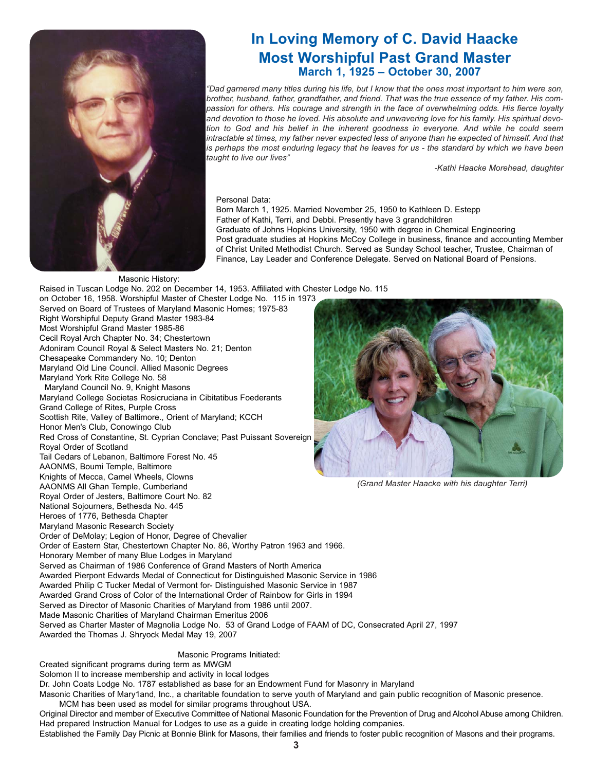# In Loving Memory of C. David Haacke
# Most Worshipful Past Grand Master
## March 1, 1925 – October 30, 2007

*"Dad garnered many titles during his life, but I know that the ones most important to him were son, brother, husband, father, grandfather, and friend. That was the true essence of my father. His compassion for others. His courage and strength in the face of overwhelming odds. His fierce loyalty and devotion to those he loved. His absolute and unwavering love for his family. His spiritual devotion to God and his belief in the inherent goodness in everyone. And while he could seem intractable at times, my father never expected less of anyone than he expected of himself. And that is perhaps the most enduring legacy that he leaves for us - the standard by which we have been taught to live our lives"*

*-Kathi Haacke Morehead, daughter*

Personal Data:

Born March 1, 1925. Married November 25, 1950 to Kathleen D. Estepp
Father of Kathi, Terri, and Debbi. Presently have 3 grandchildren
Graduate of Johns Hopkins University, 1950 with degree in Chemical Engineering
Post graduate studies at Hopkins McCoy College in business, finance and accounting Member of Christ United Methodist Church. Served as Sunday School teacher, Trustee, Chairman of Finance, Lay Leader and Conference Delegate. Served on National Board of Pensions.

Masonic History:

Raised in Tuscan Lodge No. 202 on December 14, 1953. Affiliated with Chester Lodge No. 115 on October 16, 1958. Worshipful Master of Chester Lodge No. 115 in 1973
Served on Board of Trustees of Maryland Masonic Homes; 1975-83
Right Worshipful Deputy Grand Master 1983-84
Most Worshipful Grand Master 1985-86
Cecil Royal Arch Chapter No. 34; Chestertown
Adoniram Council Royal & Select Masters No. 21; Denton
Chesapeake Commandery No. 10; Denton
Maryland Old Line Council. Allied Masonic Degrees
Maryland York Rite College No. 58
Maryland Council No. 9, Knight Masons
Maryland College Societas Rosicruciana in Cibitatibus Foederants
Grand College of Rites, Purple Cross
Scottish Rite, Valley of Baltimore., Orient of Maryland; KCCH
Honor Men's Club, Conowingo Club
Red Cross of Constantine, St. Cyprian Conclave; Past Puissant Sovereign
Royal Order of Scotland
Tail Cedars of Lebanon, Baltimore Forest No. 45
AAONMS, Boumi Temple, Baltimore
Knights of Mecca, Camel Wheels, Clowns
AAONMS All Ghan Temple, Cumberland
Royal Order of Jesters, Baltimore Court No. 82
National Sojourners, Bethesda No. 445
Heroes of 1776, Bethesda Chapter
Maryland Masonic Research Society
Order of DeMolay; Legion of Honor, Degree of Chevalier
Order of Eastern Star, Chestertown Chapter No. 86, Worthy Patron 1963 and 1966.
Honorary Member of many Blue Lodges in Maryland
Served as Chairman of 1986 Conference of Grand Masters of North America
Awarded Pierpont Edwards Medal of Connecticut for Distinguished Masonic Service in 1986
Awarded Philip C Tucker Medal of Vermont for- Distinguished Masonic Service in 1987
Awarded Grand Cross of Color of the International Order of Rainbow for Girls in 1994
Served as Director of Masonic Charities of Maryland from 1986 until 2007.
Made Masonic Charities of Maryland Chairman Emeritus 2006
Served as Charter Master of Magnolia Lodge No. 53 of Grand Lodge of FAAM of DC, Consecrated April 27, 1997
Awarded the Thomas J. Shryock Medal May 19, 2007

*(Grand Master Haacke with his daughter Terri)*

Masonic Programs Initiated:

Created significant programs during term as MWGM
Solomon II to increase membership and activity in local lodges
Dr. John Coats Lodge No. 1787 established as base for an Endowment Fund for Masonry in Maryland
Masonic Charities of Mary1and, Inc., a charitable foundation to serve youth of Maryland and gain public recognition of Masonic presence. MCM has been used as model for similar programs throughout USA.
Original Director and member of Executive Committee of National Masonic Foundation for the Prevention of Drug and Alcohol Abuse among Children. Had prepared Instruction Manual for Lodges to use as a guide in creating lodge holding companies.
Established the Family Day Picnic at Bonnie Blink for Masons, their families and friends to foster public recognition of Masons and their programs.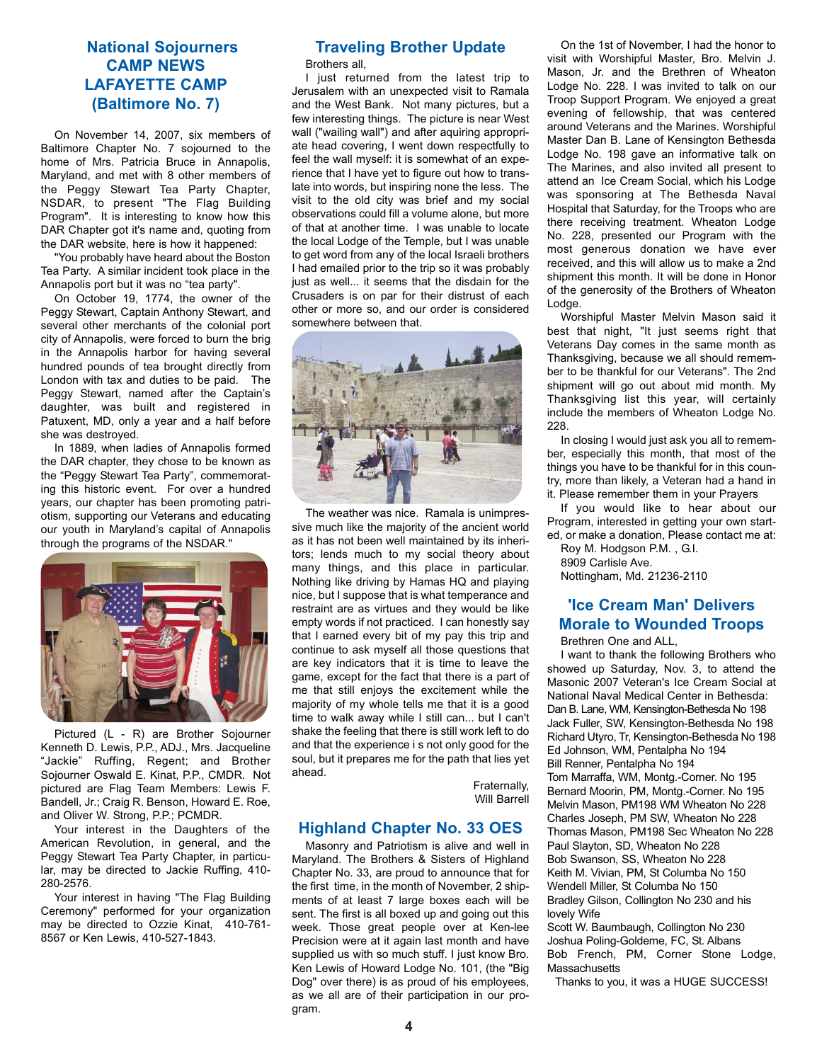## National Sojourners CAMP NEWS LAFAYETTE CAMP (Baltimore No. 7)

On November 14, 2007, six members of Baltimore Chapter No. 7 sojourned to the home of Mrs. Patricia Bruce in Annapolis, Maryland, and met with 8 other members of the Peggy Stewart Tea Party Chapter, NSDAR, to present "The Flag Building Program". It is interesting to know how this DAR Chapter got it's name and, quoting from the DAR website, here is how it happened:

"You probably have heard about the Boston Tea Party. A similar incident took place in the Annapolis port but it was no "tea party".

On October 19, 1774, the owner of the Peggy Stewart, Captain Anthony Stewart, and several other merchants of the colonial port city of Annapolis, were forced to burn the brig in the Annapolis harbor for having several hundred pounds of tea brought directly from London with tax and duties to be paid. The Peggy Stewart, named after the Captain's daughter, was built and registered in Patuxent, MD, only a year and a half before she was destroyed.

In 1889, when ladies of Annapolis formed the DAR chapter, they chose to be known as the "Peggy Stewart Tea Party", commemorating this historic event. For over a hundred years, our chapter has been promoting patriotism, supporting our Veterans and educating our youth in Maryland's capital of Annapolis through the programs of the NSDAR."

Pictured (L - R) are Brother Sojourner Kenneth D. Lewis, P.P., ADJ., Mrs. Jacqueline "Jackie" Ruffing, Regent; and Brother Sojourner Oswald E. Kinat, P.P., CMDR. Not pictured are Flag Team Members: Lewis F. Bandell, Jr.; Craig R. Benson, Howard E. Roe, and Oliver W. Strong, P.P.; PCMDR.

Your interest in the Daughters of the American Revolution, in general, and the Peggy Stewart Tea Party Chapter, in particular, may be directed to Jackie Ruffing, 410-280-2576.

Your interest in having "The Flag Building Ceremony" performed for your organization may be directed to Ozzie Kinat, 410-761-8567 or Ken Lewis, 410-527-1843.

## Traveling Brother Update

Brothers all,

I just returned from the latest trip to Jerusalem with an unexpected visit to Ramala and the West Bank. Not many pictures, but a few interesting things. The picture is near West wall ("wailing wall") and after aquiring appropriate head covering, I went down respectfully to feel the wall myself: it is somewhat of an experience that I have yet to figure out how to translate into words, but inspiring none the less. The visit to the old city was brief and my social observations could fill a volume alone, but more of that at another time. I was unable to locate the local Lodge of the Temple, but I was unable to get word from any of the local Israeli brothers I had emailed prior to the trip so it was probably just as well... it seems that the disdain for the Crusaders is on par for their distrust of each other or more so, and our order is considered somewhere between that.

The weather was nice. Ramala is unimpressive much like the majority of the ancient world as it has not been well maintained by its inheritors; lends much to my social theory about many things, and this place in particular. Nothing like driving by Hamas HQ and playing nice, but I suppose that is what temperance and restraint are as virtues and they would be like empty words if not practiced. I can honestly say that I earned every bit of my pay this trip and continue to ask myself all those questions that are key indicators that it is time to leave the game, except for the fact that there is a part of me that still enjoys the excitement while the majority of my whole tells me that it is a good time to walk away while I still can... but I can't shake the feeling that there is still work left to do and that the experience i s not only good for the soul, but it prepares me for the path that lies yet ahead.

Fraternally,
Will Barrell

## Highland Chapter No. 33 OES

Masonry and Patriotism is alive and well in Maryland. The Brothers & Sisters of Highland Chapter No. 33, are proud to announce that for the first time, in the month of November, 2 shipments of at least 7 large boxes each will be sent. The first is all boxed up and going out this week. Those great people over at Ken-lee Precision were at it again last month and have supplied us with so much stuff. I just know Bro. Ken Lewis of Howard Lodge No. 101, (the "Big Dog" over there) is as proud of his employees, as we all are of their participation in our program.

On the 1st of November, I had the honor to visit with Worshipful Master, Bro. Melvin J. Mason, Jr. and the Brethren of Wheaton Lodge No. 228. I was invited to talk on our Troop Support Program. We enjoyed a great evening of fellowship, that was centered around Veterans and the Marines. Worshipful Master Dan B. Lane of Kensington Bethesda Lodge No. 198 gave an informative talk on The Marines, and also invited all present to attend an Ice Cream Social, which his Lodge was sponsoring at The Bethesda Naval Hospital that Saturday, for the Troops who are there receiving treatment. Wheaton Lodge No. 228, presented our Program with the most generous donation we have ever received, and this will allow us to make a 2nd shipment this month. It will be done in Honor of the generosity of the Brothers of Wheaton Lodge.

Worshipful Master Melvin Mason said it best that night, "It just seems right that Veterans Day comes in the same month as Thanksgiving, because we all should remember to be thankful for our Veterans". The 2nd shipment will go out about mid month. My Thanksgiving list this year, will certainly include the members of Wheaton Lodge No. 228.

In closing I would just ask you all to remember, especially this month, that most of the things you have to be thankful for in this country, more than likely, a Veteran had a hand in it. Please remember them in your Prayers

If you would like to hear about our Program, interested in getting your own started, or make a donation, Please contact me at:

Roy M. Hodgson P.M. , G.I.
8909 Carlisle Ave.
Nottingham, Md. 21236-2110

## 'Ice Cream Man' Delivers Morale to Wounded Troops

Brethren One and ALL,

I want to thank the following Brothers who showed up Saturday, Nov. 3, to attend the Masonic 2007 Veteran's Ice Cream Social at National Naval Medical Center in Bethesda:

Dan B. Lane, WM, Kensington-Bethesda No 198
Jack Fuller, SW, Kensington-Bethesda No 198
Richard Utyro, Tr, Kensington-Bethesda No 198
Ed Johnson, WM, Pentalpha No 194
Bill Renner, Pentalpha No 194
Tom Marraffa, WM, Montg.-Corner. No 195
Bernard Moorin, PM, Montg.-Corner. No 195
Melvin Mason, PM198 WM Wheaton No 228
Charles Joseph, PM SW, Wheaton No 228
Thomas Mason, PM198 Sec Wheaton No 228
Paul Slayton, SD, Wheaton No 228
Bob Swanson, SS, Wheaton No 228
Keith M. Vivian, PM, St Columba No 150
Wendell Miller, St Columba No 150
Bradley Gilson, Collington No 230 and his lovely Wife
Scott W. Baumbaugh, Collington No 230
Joshua Poling-Goldeme, FC, St. Albans
Bob French, PM, Corner Stone Lodge, Massachusetts

Thanks to you, it was a HUGE SUCCESS!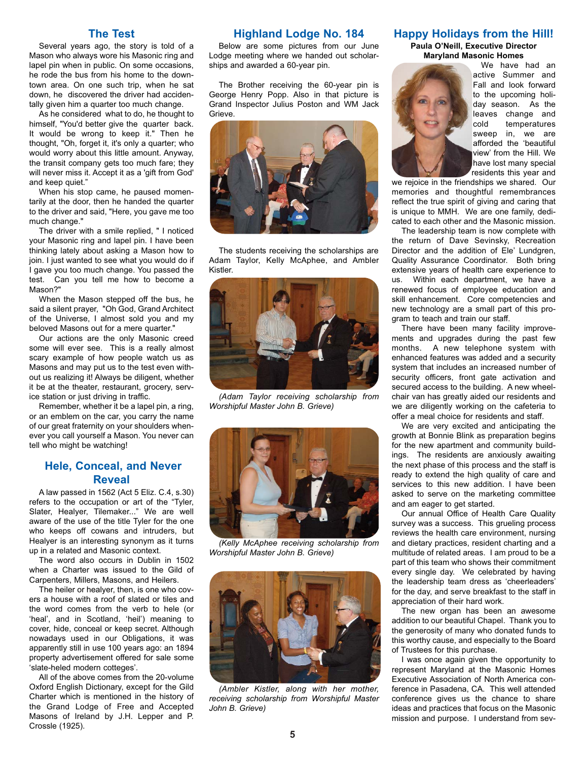## The Test

Several years ago, the story is told of a Mason who always wore his Masonic ring and lapel pin when in public. On some occasions, he rode the bus from his home to the downtown area. On one such trip, when he sat down, he discovered the driver had accidentally given him a quarter too much change.

As he considered what to do, he thought to himself, "You'd better give the quarter back. It would be wrong to keep it." Then he thought, "Oh, forget it, it's only a quarter; who would worry about this little amount. Anyway, the transit company gets too much fare; they will never miss it. Accept it as a 'gift from God' and keep quiet."

When his stop came, he paused momentarily at the door, then he handed the quarter to the driver and said, "Here, you gave me too much change."

The driver with a smile replied, " I noticed your Masonic ring and lapel pin. I have been thinking lately about asking a Mason how to join. I just wanted to see what you would do if I gave you too much change. You passed the test. Can you tell me how to become a Mason?"

When the Mason stepped off the bus, he said a silent prayer, "Oh God, Grand Architect of the Universe, I almost sold you and my beloved Masons out for a mere quarter."

Our actions are the only Masonic creed some will ever see. This is a really almost scary example of how people watch us as Masons and may put us to the test even without us realizing it! Always be diligent, whether it be at the theater, restaurant, grocery, service station or just driving in traffic.

Remember, whether it be a lapel pin, a ring, or an emblem on the car, you carry the name of our great fraternity on your shoulders whenever you call yourself a Mason. You never can tell who might be watching!

## Hele, Conceal, and Never Reveal

A law passed in 1562 (Act 5 Eliz. C.4, s.30) refers to the occupation or art of the "Tyler, Slater, Healyer, Tilemaker..." We are well aware of the use of the title Tyler for the one who keeps off cowans and intruders, but Healyer is an interesting synonym as it turns up in a related and Masonic context.

The word also occurs in Dublin in 1502 when a Charter was issued to the Gild of Carpenters, Millers, Masons, and Heilers.

The heiler or healyer, then, is one who covers a house with a roof of slated or tiles and the word comes from the verb to hele (or 'heal', and in Scotland, 'heil') meaning to cover, hide, conceal or keep secret. Although nowadays used in our Obligations, it was apparently still in use 100 years ago: an 1894 property advertisement offered for sale some 'slate-heled modern cotteges'.

All of the above comes from the 20-volume Oxford English Dictionary, except for the Gild Charter which is mentioned in the history of the Grand Lodge of Free and Accepted Masons of Ireland by J.H. Lepper and P. Crossle (1925).

## Highland Lodge No. 184

Below are some pictures from our June Lodge meeting where we handed out scholarships and awarded a 60-year pin.

The Brother receiving the 60-year pin is George Henry Popp. Also in that picture is Grand Inspector Julius Poston and WM Jack Grieve.

The students receiving the scholarships are Adam Taylor, Kelly McAphee, and Ambler Kistler.

*(Adam Taylor receiving scholarship from Worshipful Master John B. Grieve)*

*(Kelly McAphee receiving scholarship from Worshipful Master John B. Grieve)*

*(Ambler Kistler, along with her mother, receiving scholarship from Worshipful Master John B. Grieve)*

## Happy Holidays from the Hill!

**Paula O'Neill, Executive Director**
**Maryland Masonic Homes**

We have had an active Summer and Fall and look forward to the upcoming holiday season. As the leaves change and cold temperatures sweep in, we are afforded the 'beautiful view' from the Hill. We have lost many special residents this year and we rejoice in the friendships we shared. Our memories and thoughtful remembrances reflect the true spirit of giving and caring that is unique to MMH. We are one family, dedicated to each other and the Masonic mission.

The leadership team is now complete with the return of Dave Sevinsky, Recreation Director and the addition of Ele' Lundgren, Quality Assurance Coordinator. Both bring extensive years of health care experience to us. Within each department, we have a renewed focus of employee education and skill enhancement. Core competencies and new technology are a small part of this program to teach and train our staff.

There have been many facility improvements and upgrades during the past few months. A new telephone system with enhanced features was added and a security system that includes an increased number of security officers, front gate activation and secured access to the building. A new wheelchair van has greatly aided our residents and we are diligently working on the cafeteria to offer a meal choice for residents and staff.

We are very excited and anticipating the growth at Bonnie Blink as preparation begins for the new apartment and community buildings. The residents are anxiously awaiting the next phase of this process and the staff is ready to extend the high quality of care and services to this new addition. I have been asked to serve on the marketing committee and am eager to get started.

Our annual Office of Health Care Quality survey was a success. This grueling process reviews the health care environment, nursing and dietary practices, resident charting and a multitude of related areas. I am proud to be a part of this team who shows their commitment every single day. We celebrated by having the leadership team dress as 'cheerleaders' for the day, and serve breakfast to the staff in appreciation of their hard work.

The new organ has been an awesome addition to our beautiful Chapel. Thank you to the generosity of many who donated funds to this worthy cause, and especially to the Board of Trustees for this purchase.

I was once again given the opportunity to represent Maryland at the Masonic Homes Executive Association of North America conference in Pasadena, CA. This well attended conference gives us the chance to share ideas and practices that focus on the Masonic mission and purpose. I understand from sev-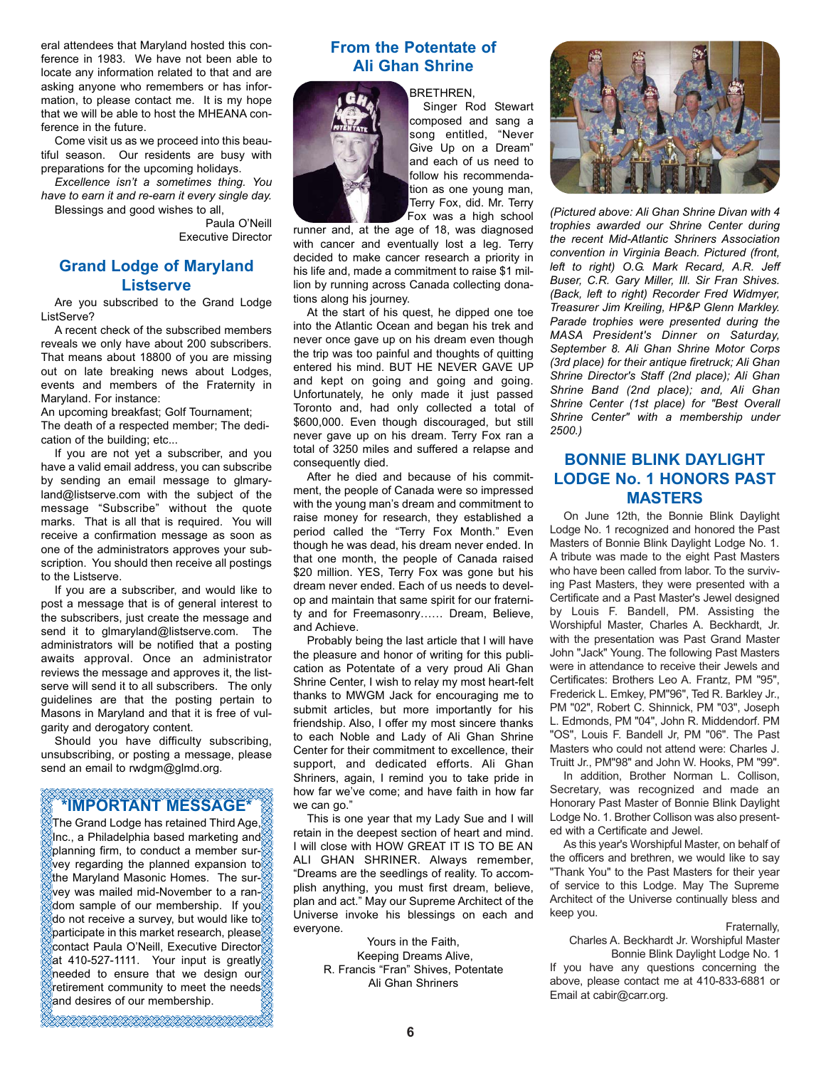eral attendees that Maryland hosted this conference in 1983. We have not been able to locate any information related to that and are asking anyone who remembers or has information, to please contact me. It is my hope that we will be able to host the MHEANA conference in the future.

Come visit us as we proceed into this beautiful season. Our residents are busy with preparations for the upcoming holidays.

*Excellence isn't a sometimes thing. You have to earn it and re-earn it every single day.*

Blessings and good wishes to all,

Paula O'Neill
Executive Director

## Grand Lodge of Maryland Listserve

Are you subscribed to the Grand Lodge ListServe?

A recent check of the subscribed members reveals we only have about 200 subscribers. That means about 18800 of you are missing out on late breaking news about Lodges, events and members of the Fraternity in Maryland. For instance:

An upcoming breakfast; Golf Tournament;
The death of a respected member; The dedication of the building; etc...

If you are not yet a subscriber, and you have a valid email address, you can subscribe by sending an email message to glmaryland@listserve.com with the subject of the message "Subscribe" without the quote marks. That is all that is required. You will receive a confirmation message as soon as one of the administrators approves your subscription. You should then receive all postings to the Listserve.

If you are a subscriber, and would like to post a message that is of general interest to the subscribers, just create the message and send it to glmaryland@listserve.com. The administrators will be notified that a posting awaits approval. Once an administrator reviews the message and approves it, the listserve will send it to all subscribers. The only guidelines are that the posting pertain to Masons in Maryland and that it is free of vulgarity and derogatory content.

Should you have difficulty subscribing, unsubscribing, or posting a message, please send an email to rwdgm@glmd.org.

## *IMPORTANT MESSAGE*

The Grand Lodge has retained Third Age, Inc., a Philadelphia based marketing and planning firm, to conduct a member survey regarding the planned expansion to the Maryland Masonic Homes. The survey was mailed mid-November to a random sample of our membership. If you do not receive a survey, but would like to participate in this market research, please contact Paula O'Neill, Executive Director at 410-527-1111. Your input is greatly needed to ensure that we design our retirement community to meet the needs and desires of our membership.

## From the Potentate of Ali Ghan Shrine

BRETHREN,

Singer Rod Stewart composed and sang a song entitled, "Never Give Up on a Dream" and each of us need to follow his recommendation as one young man, Terry Fox, did. Mr. Terry Fox was a high school runner and, at the age of 18, was diagnosed with cancer and eventually lost a leg. Terry decided to make cancer research a priority in his life and, made a commitment to raise $1 million by running across Canada collecting donations along his journey.

At the start of his quest, he dipped one toe into the Atlantic Ocean and began his trek and never once gave up on his dream even though the trip was too painful and thoughts of quitting entered his mind. BUT HE NEVER GAVE UP and kept on going and going and going. Unfortunately, he only made it just passed Toronto and, had only collected a total of $600,000. Even though discouraged, but still never gave up on his dream. Terry Fox ran a total of 3250 miles and suffered a relapse and consequently died.

After he died and because of his commitment, the people of Canada were so impressed with the young man's dream and commitment to raise money for research, they established a period called the "Terry Fox Month." Even though he was dead, his dream never ended. In that one month, the people of Canada raised $20 million. YES, Terry Fox was gone but his dream never ended. Each of us needs to develop and maintain that same spirit for our fraternity and for Freemasonry…… Dream, Believe, and Achieve.

Probably being the last article that I will have the pleasure and honor of writing for this publication as Potentate of a very proud Ali Ghan Shrine Center, I wish to relay my most heart-felt thanks to MWGM Jack for encouraging me to submit articles, but more importantly for his friendship. Also, I offer my most sincere thanks to each Noble and Lady of Ali Ghan Shrine Center for their commitment to excellence, their support, and dedicated efforts. Ali Ghan Shriners, again, I remind you to take pride in how far we've come; and have faith in how far we can go."

This is one year that my Lady Sue and I will retain in the deepest section of heart and mind. I will close with HOW GREAT IT IS TO BE AN ALI GHAN SHRINER. Always remember, "Dreams are the seedlings of reality. To accomplish anything, you must first dream, believe, plan and act." May our Supreme Architect of the Universe invoke his blessings on each and everyone.

Yours in the Faith,
Keeping Dreams Alive,
R. Francis "Fran" Shives, Potentate
Ali Ghan Shriners

*(Pictured above: Ali Ghan Shrine Divan with 4 trophies awarded our Shrine Center during the recent Mid-Atlantic Shriners Association convention in Virginia Beach. Pictured (front, left to right) O.G. Mark Recard, A.R. Jeff Buser, C.R. Gary Miller, Ill. Sir Fran Shives. (Back, left to right) Recorder Fred Widmyer, Treasurer Jim Kreiling, HP&P Glenn Markley. Parade trophies were presented during the MASA President's Dinner on Saturday, September 8. Ali Ghan Shrine Motor Corps (3rd place) for their antique firetruck; Ali Ghan Shrine Director's Staff (2nd place); Ali Ghan Shrine Band (2nd place); and, Ali Ghan Shrine Center (1st place) for "Best Overall Shrine Center" with a membership under 2500.)*

## BONNIE BLINK DAYLIGHT LODGE No. 1 HONORS PAST MASTERS

On June 12th, the Bonnie Blink Daylight Lodge No. 1 recognized and honored the Past Masters of Bonnie Blink Daylight Lodge No. 1. A tribute was made to the eight Past Masters who have been called from labor. To the surviving Past Masters, they were presented with a Certificate and a Past Master's Jewel designed by Louis F. Bandell, PM. Assisting the Worshipful Master, Charles A. Beckhardt, Jr. with the presentation was Past Grand Master John "Jack" Young. The following Past Masters were in attendance to receive their Jewels and Certificates: Brothers Leo A. Frantz, PM "95", Frederick L. Emkey, PM"96", Ted R. Barkley Jr., PM "02", Robert C. Shinnick, PM "03", Joseph L. Edmonds, PM "04", John R. Middendorf. PM "OS", Louis F. Bandell Jr, PM "06". The Past Masters who could not attend were: Charles J. Truitt Jr., PM"98" and John W. Hooks, PM "99".

In addition, Brother Norman L. Collison, Secretary, was recognized and made an Honorary Past Master of Bonnie Blink Daylight Lodge No. 1. Brother Collison was also presented with a Certificate and Jewel.

As this year's Worshipful Master, on behalf of the officers and brethren, we would like to say "Thank You" to the Past Masters for their year of service to this Lodge. May The Supreme Architect of the Universe continually bless and keep you.

Fraternally,
Charles A. Beckhardt Jr. Worshipful Master
Bonnie Blink Daylight Lodge No. 1

If you have any questions concerning the above, please contact me at 410-833-6881 or Email at cabir@carr.org.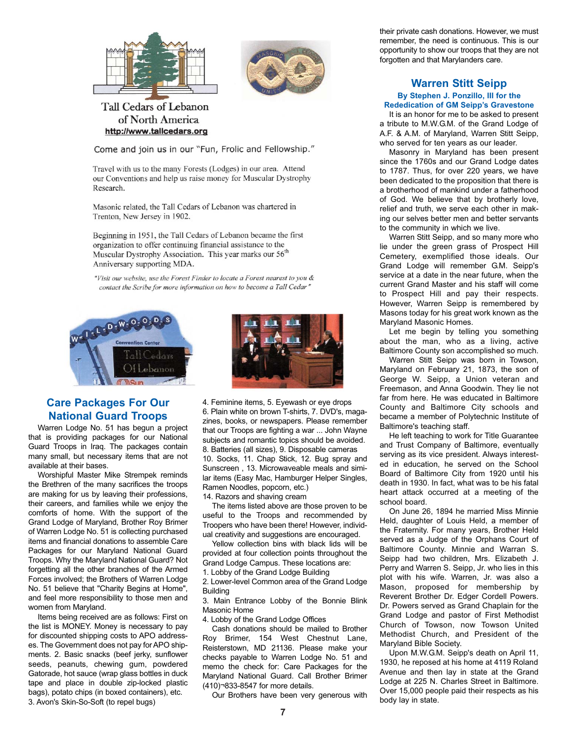Tall Cedars of Lebanon of North America
http://www.tallcedars.org

Come and join us in our "Fun, Frolic and Fellowship."

Travel with us to the many Forests (Lodges) in our area. Attend our Conventions and help us raise money for Muscular Dystrophy Research.

Masonic related, the Tall Cedars of Lebanon was chartered in Trenton, New Jersey in 1902.

Beginning in 1951, the Tall Cedars of Lebanon became the first organization to offer continuing financial assistance to the Muscular Dystrophy Association. This year marks our 56th Anniversary supporting MDA.

*"Visit our website, use the Forest Finder to locate a Forest nearest to you & contact the Scribe for more information on how to become a Tall Cedar"*

## Care Packages For Our National Guard Troops

Warren Lodge No. 51 has begun a project that is providing packages for our National Guard Troops in Iraq. The packages contain many small, but necessary items that are not available at their bases.

Worshipful Master Mike Strempek reminds the Brethren of the many sacrifices the troops are making for us by leaving their professions, their careers, and families while we enjoy the comforts of home. With the support of the Grand Lodge of Maryland, Brother Roy Brimer of Warren Lodge No. 51 is collecting purchased items and financial donations to assemble Care Packages for our Maryland National Guard Troops. Why the Maryland National Guard? Not forgetting all the other branches of the Armed Forces involved; the Brothers of Warren Lodge No. 51 believe that "Charity Begins at Home", and feel more responsibility to those men and women from Maryland.

Items being received are as follows: First on the list is MONEY. Money is necessary to pay for discounted shipping costs to APO addresses. The Government does not pay for APO shipments. 2. Basic snacks (beef jerky, sunflower seeds, peanuts, chewing gum, powdered Gatorade, hot sauce (wrap glass bottles in duck tape and place in double zip-locked plastic bags), potato chips (in boxed containers), etc. 3. Avon's Skin-So-Soft (to repel bugs) 4. Feminine items, 5. Eyewash or eye drops 6. Plain white on brown T-shirts, 7. DVD's, magazines, books, or newspapers. Please remember that our Troops are fighting a war ... John Wayne subjects and romantic topics should be avoided. 8. Batteries (all sizes), 9. Disposable cameras 10. Socks, 11. Chap Stick, 12. Bug spray and Sunscreen , 13. Microwaveable meals and similar items (Easy Mac, Hamburger Helper Singles, Ramen Noodles, popcorn, etc.)
14. Razors and shaving cream

The items listed above are those proven to be useful to the Troops and recommended by Troopers who have been there! However, individual creativity and suggestions are encouraged.

Yellow collection bins with black lids will be provided at four collection points throughout the Grand Lodge Campus. These locations are:
1. Lobby of the Grand Lodge Building
2. Lower-level Common area of the Grand Lodge Building
3. Main Entrance Lobby of the Bonnie Blink Masonic Home
4. Lobby of the Grand Lodge Offices

Cash donations should be mailed to Brother Roy Brimer, 154 West Chestnut Lane, Reisterstown, MD 21136. Please make your checks payable to Warren Lodge No. 51 and memo the check for: Care Packages for the Maryland National Guard. Call Brother Brimer (410)¬833-8547 for more details.

Our Brothers have been very generous with their private cash donations. However, we must remember, the need is continuous. This is our opportunity to show our troops that they are not forgotten and that Marylanders care.

## Warren Stitt Seipp

**By Stephen J. Ponzillo, III for the Rededication of GM Seipp's Gravestone**

It is an honor for me to be asked to present a tribute to M.W.G.M. of the Grand Lodge of A.F. & A.M. of Maryland, Warren Stitt Seipp, who served for ten years as our leader.

Masonry in Maryland has been present since the 1760s and our Grand Lodge dates to 1787. Thus, for over 220 years, we have been dedicated to the proposition that there is a brotherhood of mankind under a fatherhood of God. We believe that by brotherly love, relief and truth, we serve each other in making our selves better men and better servants to the community in which we live.

Warren Stitt Seipp, and so many more who lie under the green grass of Prospect Hill Cemetery, exemplified those ideals. Our Grand Lodge will remember G.M. Seipp's service at a date in the near future, when the current Grand Master and his staff will come to Prospect Hill and pay their respects. However, Warren Seipp is remembered by Masons today for his great work known as the Maryland Masonic Homes.

Let me begin by telling you something about the man, who as a living, active Baltimore County son accomplished so much.

Warren Stitt Seipp was born in Towson, Maryland on February 21, 1873, the son of George W. Seipp, a Union veteran and Freemason, and Anna Goodwin. They lie not far from here. He was educated in Baltimore County and Baltimore City schools and became a member of Polytechnic Institute of Baltimore's teaching staff.

He left teaching to work for Title Guarantee and Trust Company of Baltimore, eventually serving as its vice president. Always interested in education, he served on the School Board of Baltimore City from 1920 until his death in 1930. In fact, what was to be his fatal heart attack occurred at a meeting of the school board.

On June 26, 1894 he married Miss Minnie Held, daughter of Louis Held, a member of the Fraternity. For many years, Brother Held served as a Judge of the Orphans Court of Baltimore County. Minnie and Warran S. Seipp had two children, Mrs. Elizabeth J. Perry and Warren S. Seipp, Jr. who lies in this plot with his wife. Warren, Jr. was also a Mason, proposed for membership by Reverent Brother Dr. Edger Cordell Powers. Dr. Powers served as Grand Chaplain for the Grand Lodge and pastor of First Methodist Church of Towson, now Towson United Methodist Church, and President of the Maryland Bible Society.

Upon M.W.G.M. Seipp's death on April 11, 1930, he reposed at his home at 4119 Roland Avenue and then lay in state at the Grand Lodge at 225 N. Charles Street in Baltimore. Over 15,000 people paid their respects as his body lay in state.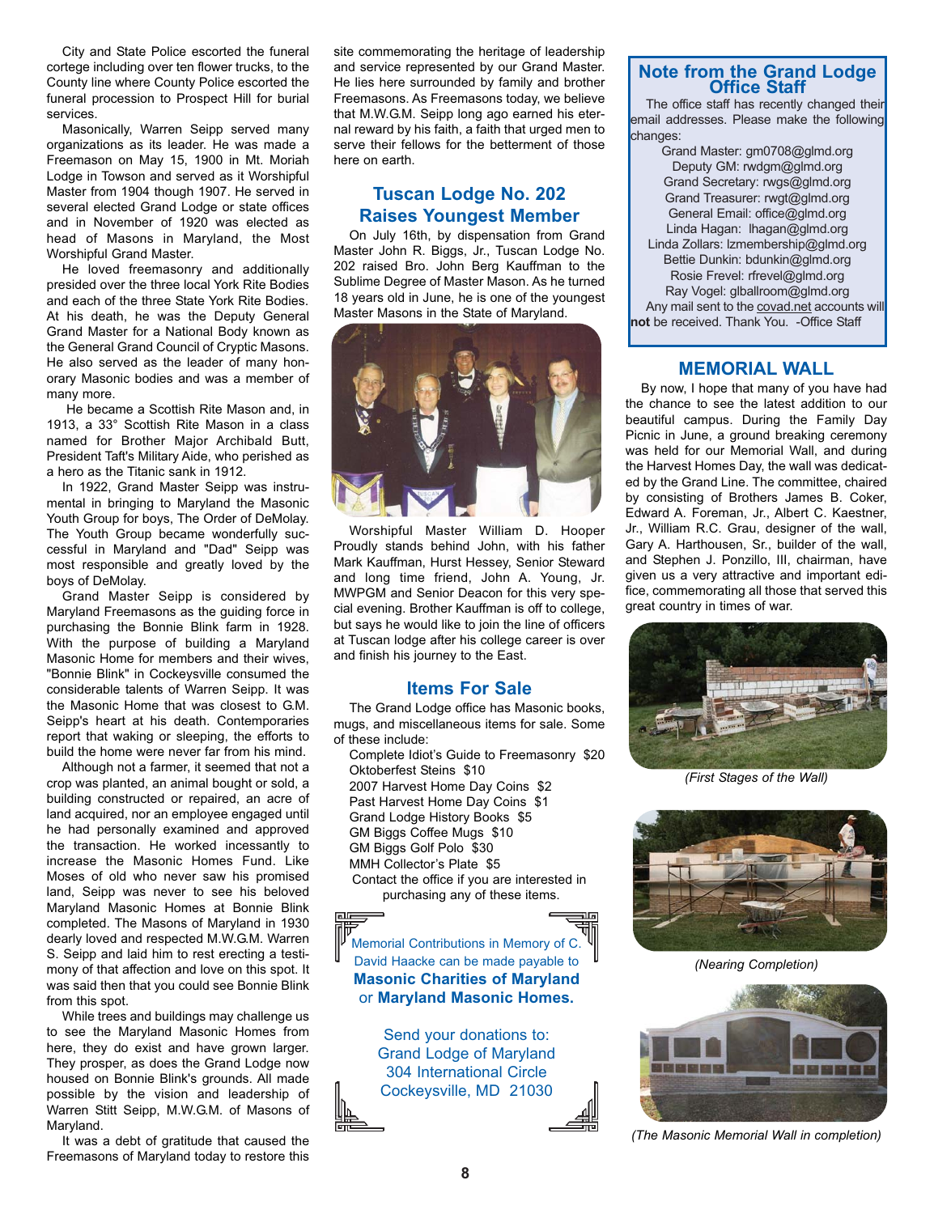City and State Police escorted the funeral cortege including over ten flower trucks, to the County line where County Police escorted the funeral procession to Prospect Hill for burial services.

Masonically, Warren Seipp served many organizations as its leader. He was made a Freemason on May 15, 1900 in Mt. Moriah Lodge in Towson and served as it Worshipful Master from 1904 though 1907. He served in several elected Grand Lodge or state offices and in November of 1920 was elected as head of Masons in Maryland, the Most Worshipful Grand Master.

He loved freemasonry and additionally presided over the three local York Rite Bodies and each of the three State York Rite Bodies. At his death, he was the Deputy General Grand Master for a National Body known as the General Grand Council of Cryptic Masons. He also served as the leader of many honorary Masonic bodies and was a member of many more.

He became a Scottish Rite Mason and, in 1913, a 33° Scottish Rite Mason in a class named for Brother Major Archibald Butt, President Taft's Military Aide, who perished as a hero as the Titanic sank in 1912.

In 1922, Grand Master Seipp was instrumental in bringing to Maryland the Masonic Youth Group for boys, The Order of DeMolay. The Youth Group became wonderfully successful in Maryland and "Dad" Seipp was most responsible and greatly loved by the boys of DeMolay.

Grand Master Seipp is considered by Maryland Freemasons as the guiding force in purchasing the Bonnie Blink farm in 1928. With the purpose of building a Maryland Masonic Home for members and their wives, "Bonnie Blink" in Cockeysville consumed the considerable talents of Warren Seipp. It was the Masonic Home that was closest to G.M. Seipp's heart at his death. Contemporaries report that waking or sleeping, the efforts to build the home were never far from his mind.

Although not a farmer, it seemed that not a crop was planted, an animal bought or sold, a building constructed or repaired, an acre of land acquired, nor an employee engaged until he had personally examined and approved the transaction. He worked incessantly to increase the Masonic Homes Fund. Like Moses of old who never saw his promised land, Seipp was never to see his beloved Maryland Masonic Homes at Bonnie Blink completed. The Masons of Maryland in 1930 dearly loved and respected M.W.G.M. Warren S. Seipp and laid him to rest erecting a testimony of that affection and love on this spot. It was said then that you could see Bonnie Blink from this spot.

While trees and buildings may challenge us to see the Maryland Masonic Homes from here, they do exist and have grown larger. They prosper, as does the Grand Lodge now housed on Bonnie Blink's grounds. All made possible by the vision and leadership of Warren Stitt Seipp, M.W.G.M. of Masons of Maryland.

It was a debt of gratitude that caused the Freemasons of Maryland today to restore this site commemorating the heritage of leadership and service represented by our Grand Master. He lies here surrounded by family and brother Freemasons. As Freemasons today, we believe that M.W.G.M. Seipp long ago earned his eternal reward by his faith, a faith that urged men to serve their fellows for the betterment of those here on earth.

## Tuscan Lodge No. 202 Raises Youngest Member

On July 16th, by dispensation from Grand Master John R. Biggs, Jr., Tuscan Lodge No. 202 raised Bro. John Berg Kauffman to the Sublime Degree of Master Mason. As he turned 18 years old in June, he is one of the youngest Master Masons in the State of Maryland.

Worshipful Master William D. Hooper Proudly stands behind John, with his father Mark Kauffman, Hurst Hessey, Senior Steward and long time friend, John A. Young, Jr. MWPGM and Senior Deacon for this very special evening. Brother Kauffman is off to college, but says he would like to join the line of officers at Tuscan lodge after his college career is over and finish his journey to the East.

## Items For Sale

The Grand Lodge office has Masonic books, mugs, and miscellaneous items for sale. Some of these include:

Complete Idiot's Guide to Freemasonry $20
Oktoberfest Steins $10
2007 Harvest Home Day Coins $2
Past Harvest Home Day Coins $1
Grand Lodge History Books $5
GM Biggs Coffee Mugs $10
GM Biggs Golf Polo $30
MMH Collector's Plate $5

Contact the office if you are interested in purchasing any of these items.

Memorial Contributions in Memory of C. David Haacke can be made payable to **Masonic Charities of Maryland** or **Maryland Masonic Homes.**

Send your donations to:
Grand Lodge of Maryland
304 International Circle
Cockeysville, MD 21030

## Note from the Grand Lodge Office Staff

The office staff has recently changed their email addresses. Please make the following changes:

Grand Master: gm0708@glmd.org
Deputy GM: rwdgm@glmd.org
Grand Secretary: rwgs@glmd.org
Grand Treasurer: rwgt@glmd.org
General Email: office@glmd.org
Linda Hagan: lhagan@glmd.org
Linda Zollars: lzmembership@glmd.org
Bettie Dunkin: bdunkin@glmd.org
Rosie Frevel: rfrevel@glmd.org
Ray Vogel: glballroom@glmd.org

Any mail sent to the covad.net accounts will **not** be received. Thank You. -Office Staff

## MEMORIAL WALL

By now, I hope that many of you have had the chance to see the latest addition to our beautiful campus. During the Family Day Picnic in June, a ground breaking ceremony was held for our Memorial Wall, and during the Harvest Homes Day, the wall was dedicated by the Grand Line. The committee, chaired by consisting of Brothers James B. Coker, Edward A. Foreman, Jr., Albert C. Kaestner, Jr., William R.C. Grau, designer of the wall, Gary A. Harthousen, Sr., builder of the wall, and Stephen J. Ponzillo, III, chairman, have given us a very attractive and important edifice, commemorating all those that served this great country in times of war.

*(First Stages of the Wall)*

*(Nearing Completion)*

*(The Masonic Memorial Wall in completion)*